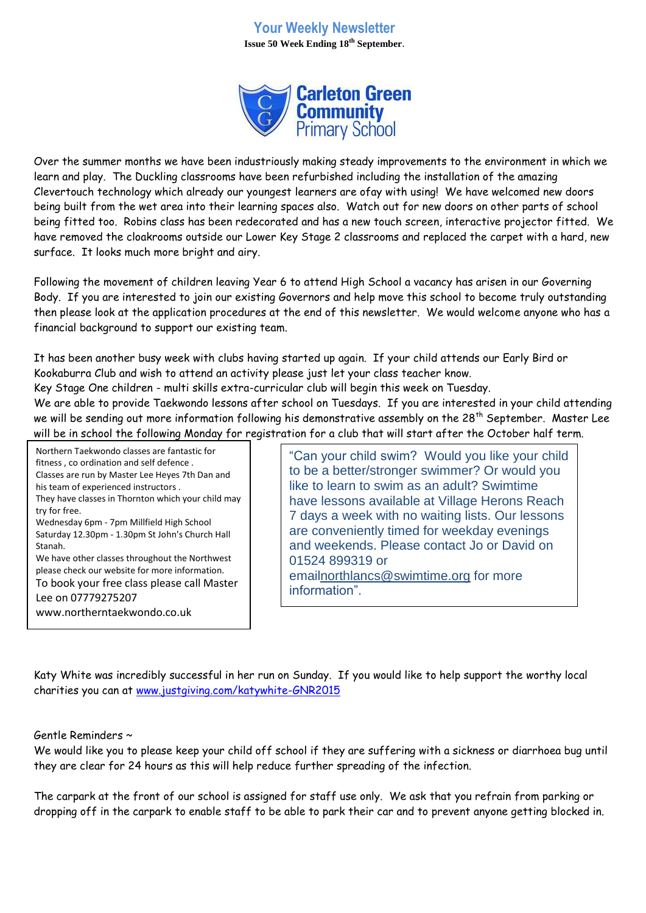# Your Weekly Newsletter

**Issue 50 Week Ending 18th September.**

**Carleton Green Community Primary School**

Over the summer months we have been industriously making steady improvements to the environment in which we learn and play. The Duckling classrooms have been refurbished including the installation of the amazing Clevertouch technology which already our youngest learners are ofay with using! We have welcomed new doors being built from the wet area into their learning spaces also. Watch out for new doors on other parts of school being fitted too. Robins class has been redecorated and has a new touch screen, interactive projector fitted. We have removed the cloakrooms outside our Lower Key Stage 2 classrooms and replaced the carpet with a hard, new surface. It looks much more bright and airy.

Following the movement of children leaving Year 6 to attend High School a vacancy has arisen in our Governing Body. If you are interested to join our existing Governors and help move this school to become truly outstanding then please look at the application procedures at the end of this newsletter. We would welcome anyone who has a financial background to support our existing team.

It has been another busy week with clubs having started up again. If your child attends our Early Bird or Kookaburra Club and wish to attend an activity please just let your class teacher know.

Key Stage One children - multi skills extra-curricular club will begin this week on Tuesday.

We are able to provide Taekwondo lessons after school on Tuesdays. If you are interested in your child attending we will be sending out more information following his demonstrative assembly on the 28th September. Master Lee will be in school the following Monday for registration for a club that will start after the October half term.

Northern Taekwondo classes are fantastic for fitness , co ordination and self defence .
Classes are run by Master Lee Heyes 7th Dan and his team of experienced instructors .
They have classes in Thornton which your child may try for free.
Wednesday 6pm - 7pm Millfield High School
Saturday 12.30pm - 1.30pm St John's Church Hall Stanah.
We have other classes throughout the Northwest please check our website for more information.
To book your free class please call Master Lee on 07779275207
www.northerntaekwondo.co.uk

"Can your child swim? Would you like your child to be a better/stronger swimmer? Or would you like to learn to swim as an adult? Swimtime have lessons available at Village Herons Reach 7 days a week with no waiting lists. Our lessons are conveniently timed for weekday evenings and weekends. Please contact Jo or David on 01524 899319 or emailnorthlancs@swimtime.org for more information".

Katy White was incredibly successful in her run on Sunday. If you would like to help support the worthy local charities you can at www.justgiving.com/katywhite-GNR2015

Gentle Reminders ~

We would like you to please keep your child off school if they are suffering with a sickness or diarrhoea bug until they are clear for 24 hours as this will help reduce further spreading of the infection.

The carpark at the front of our school is assigned for staff use only. We ask that you refrain from parking or dropping off in the carpark to enable staff to be able to park their car and to prevent anyone getting blocked in.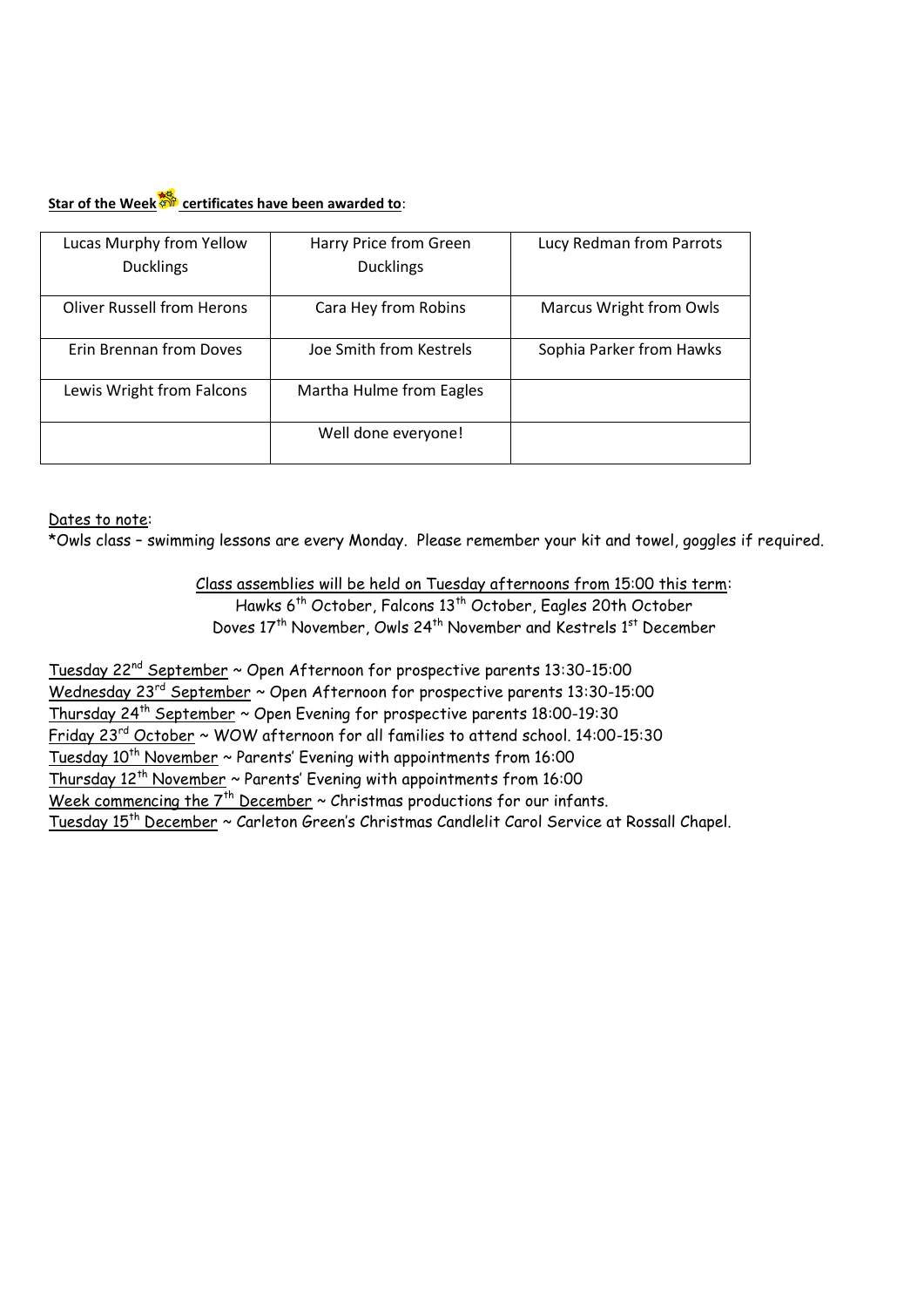**Star of the Week certificates have been awarded to**:

| | | |
|---|---|---|
| Lucas Murphy from Yellow Ducklings | Harry Price from Green Ducklings | Lucy Redman from Parrots |
| Oliver Russell from Herons | Cara Hey from Robins | Marcus Wright from Owls |
| Erin Brennan from Doves | Joe Smith from Kestrels | Sophia Parker from Hawks |
| Lewis Wright from Falcons | Martha Hulme from Eagles | |
| | Well done everyone! | |

Dates to note:

*Owls class – swimming lessons are every Monday. Please remember your kit and towel, goggles if required.

Class assemblies will be held on Tuesday afternoons from 15:00 this term:
Hawks 6th October, Falcons 13th October, Eagles 20th October
Doves 17th November, Owls 24th November and Kestrels 1st December

Tuesday 22nd September ~ Open Afternoon for prospective parents 13:30-15:00
Wednesday 23rd September ~ Open Afternoon for prospective parents 13:30-15:00
Thursday 24th September ~ Open Evening for prospective parents 18:00-19:30
Friday 23rd October ~ WOW afternoon for all families to attend school. 14:00-15:30
Tuesday 10th November ~ Parents' Evening with appointments from 16:00
Thursday 12th November ~ Parents' Evening with appointments from 16:00
Week commencing the 7th December ~ Christmas productions for our infants.
Tuesday 15th December ~ Carleton Green's Christmas Candlelit Carol Service at Rossall Chapel.